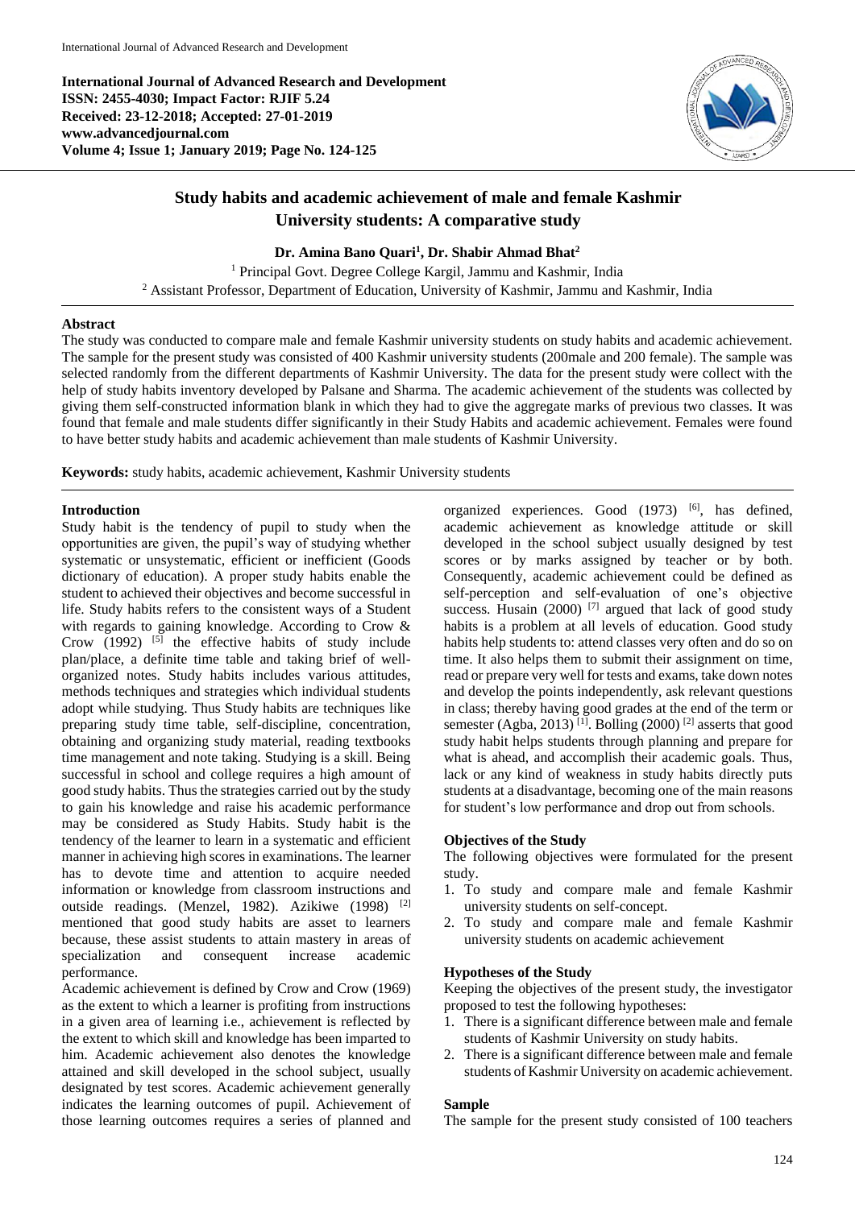**International Journal of Advanced Research and Development**
**ISSN: 2455-4030; Impact Factor: RJIF 5.24**
**Received: 23-12-2018; Accepted: 27-01-2019**
**www.advancedjournal.com**
**Volume 4; Issue 1; January 2019; Page No. 124-125**

# Study habits and academic achievement of male and female Kashmir University students: A comparative study

**Dr. Amina Bano Quari[1], Dr. Shabir Ahmad Bhat[2]**

[1] Principal Govt. Degree College Kargil, Jammu and Kashmir, India
[2] Assistant Professor, Department of Education, University of Kashmir, Jammu and Kashmir, India

## Abstract

The study was conducted to compare male and female Kashmir university students on study habits and academic achievement. The sample for the present study was consisted of 400 Kashmir university students (200male and 200 female). The sample was selected randomly from the different departments of Kashmir University. The data for the present study were collect with the help of study habits inventory developed by Palsane and Sharma. The academic achievement of the students was collected by giving them self-constructed information blank in which they had to give the aggregate marks of previous two classes. It was found that female and male students differ significantly in their Study Habits and academic achievement. Females were found to have better study habits and academic achievement than male students of Kashmir University.

**Keywords:** study habits, academic achievement, Kashmir University students

## Introduction

Study habit is the tendency of pupil to study when the opportunities are given, the pupil's way of studying whether systematic or unsystematic, efficient or inefficient (Goods dictionary of education). A proper study habits enable the student to achieved their objectives and become successful in life. Study habits refers to the consistent ways of a Student with regards to gaining knowledge. According to Crow & Crow (1992) [5] the effective habits of study include plan/place, a definite time table and taking brief of well-organized notes. Study habits includes various attitudes, methods techniques and strategies which individual students adopt while studying. Thus Study habits are techniques like preparing study time table, self-discipline, concentration, obtaining and organizing study material, reading textbooks time management and note taking. Studying is a skill. Being successful in school and college requires a high amount of good study habits. Thus the strategies carried out by the study to gain his knowledge and raise his academic performance may be considered as Study Habits. Study habit is the tendency of the learner to learn in a systematic and efficient manner in achieving high scores in examinations. The learner has to devote time and attention to acquire needed information or knowledge from classroom instructions and outside readings. (Menzel, 1982). Azikiwe (1998) [2] mentioned that good study habits are asset to learners because, these assist students to attain mastery in areas of specialization and consequent increase academic performance.

Academic achievement is defined by Crow and Crow (1969) as the extent to which a learner is profiting from instructions in a given area of learning i.e., achievement is reflected by the extent to which skill and knowledge has been imparted to him. Academic achievement also denotes the knowledge attained and skill developed in the school subject, usually designated by test scores. Academic achievement generally indicates the learning outcomes of pupil. Achievement of those learning outcomes requires a series of planned and organized experiences. Good (1973) [6], has defined, academic achievement as knowledge attitude or skill developed in the school subject usually designed by test scores or by marks assigned by teacher or by both. Consequently, academic achievement could be defined as self-perception and self-evaluation of one's objective success. Husain (2000) [7] argued that lack of good study habits is a problem at all levels of education. Good study habits help students to: attend classes very often and do so on time. It also helps them to submit their assignment on time, read or prepare very well for tests and exams, take down notes and develop the points independently, ask relevant questions in class; thereby having good grades at the end of the term or semester (Agba, 2013) [1]. Bolling (2000) [2] asserts that good study habit helps students through planning and prepare for what is ahead, and accomplish their academic goals. Thus, lack or any kind of weakness in study habits directly puts students at a disadvantage, becoming one of the main reasons for student's low performance and drop out from schools.

## Objectives of the Study

The following objectives were formulated for the present study.

1. To study and compare male and female Kashmir university students on self-concept.
2. To study and compare male and female Kashmir university students on academic achievement

## Hypotheses of the Study

Keeping the objectives of the present study, the investigator proposed to test the following hypotheses:

1. There is a significant difference between male and female students of Kashmir University on study habits.
2. There is a significant difference between male and female students of Kashmir University on academic achievement.

## Sample

The sample for the present study consisted of 100 teachers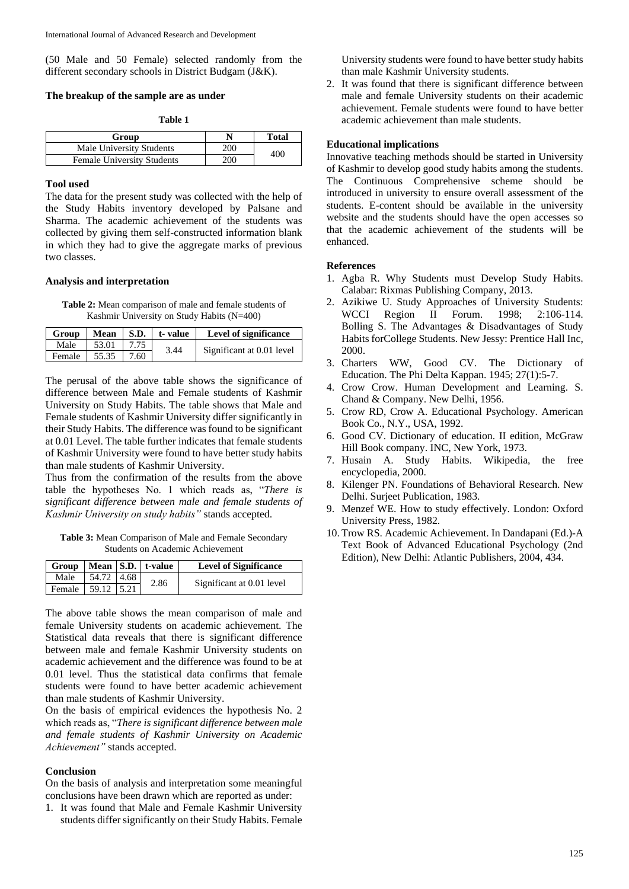(50 Male and 50 Female) selected randomly from the different secondary schools in District Budgam (J&K).

**The breakup of the sample are as under**

**Table 1**

| Group | N | Total |
|---|---|---|
| Male University Students | 200 | 400 |
| Female University Students | 200 | |

### Tool used

The data for the present study was collected with the help of the Study Habits inventory developed by Palsane and Sharma. The academic achievement of the students was collected by giving them self-constructed information blank in which they had to give the aggregate marks of previous two classes.

### Analysis and interpretation

**Table 2:** Mean comparison of male and female students of Kashmir University on Study Habits (N=400)

| Group | Mean | S.D. | t- value | Level of significance |
|---|---|---|---|---|
| Male | 53.01 | 7.75 | 3.44 | Significant at 0.01 level |
| Female | 55.35 | 7.60 | | |

The perusal of the above table shows the significance of difference between Male and Female students of Kashmir University on Study Habits. The table shows that Male and Female students of Kashmir University differ significantly in their Study Habits. The difference was found to be significant at 0.01 Level. The table further indicates that female students of Kashmir University were found to have better study habits than male students of Kashmir University.

Thus from the confirmation of the results from the above table the hypotheses No. 1 which reads as, "*There is significant difference between male and female students of Kashmir University on study habits"* stands accepted.

**Table 3:** Mean Comparison of Male and Female Secondary Students on Academic Achievement

| Group | Mean | S.D. | t-value | Level of Significance |
|---|---|---|---|---|
| Male | 54.72 | 4.68 | 2.86 | Significant at 0.01 level |
| Female | 59.12 | 5.21 | | |

The above table shows the mean comparison of male and female University students on academic achievement. The Statistical data reveals that there is significant difference between male and female Kashmir University students on academic achievement and the difference was found to be at 0.01 level. Thus the statistical data confirms that female students were found to have better academic achievement than male students of Kashmir University.

On the basis of empirical evidences the hypothesis No. 2 which reads as, "*There is significant difference between male and female students of Kashmir University on Academic Achievement"* stands accepted.

### Conclusion

On the basis of analysis and interpretation some meaningful conclusions have been drawn which are reported as under:

1. It was found that Male and Female Kashmir University students differ significantly on their Study Habits. Female University students were found to have better study habits than male Kashmir University students.
2. It was found that there is significant difference between male and female University students on their academic achievement. Female students were found to have better academic achievement than male students.

### Educational implications

Innovative teaching methods should be started in University of Kashmir to develop good study habits among the students. The Continuous Comprehensive scheme should be introduced in university to ensure overall assessment of the students. E-content should be available in the university website and the students should have the open accesses so that the academic achievement of the students will be enhanced.

### References

1. Agba R. Why Students must Develop Study Habits. Calabar: Rixmas Publishing Company, 2013.
2. Azikiwe U. Study Approaches of University Students: WCCI Region II Forum. 1998; 2:106-114. Bolling S. The Advantages & Disadvantages of Study Habits forCollege Students. New Jessy: Prentice Hall Inc, 2000.
3. Charters WW, Good CV. The Dictionary of Education. The Phi Delta Kappan. 1945; 27(1):5-7.
4. Crow Crow. Human Development and Learning. S. Chand & Company. New Delhi, 1956.
5. Crow RD, Crow A. Educational Psychology. American Book Co., N.Y., USA, 1992.
6. Good CV. Dictionary of education. II edition, McGraw Hill Book company. INC, New York, 1973.
7. Husain A. Study Habits. Wikipedia, the free encyclopedia, 2000.
8. Kilenger PN. Foundations of Behavioral Research. New Delhi. Surjeet Publication, 1983.
9. Menzef WE. How to study effectively. London: Oxford University Press, 1982.
10. Trow RS. Academic Achievement. In Dandapani (Ed.)-A Text Book of Advanced Educational Psychology (2nd Edition), New Delhi: Atlantic Publishers, 2004, 434.